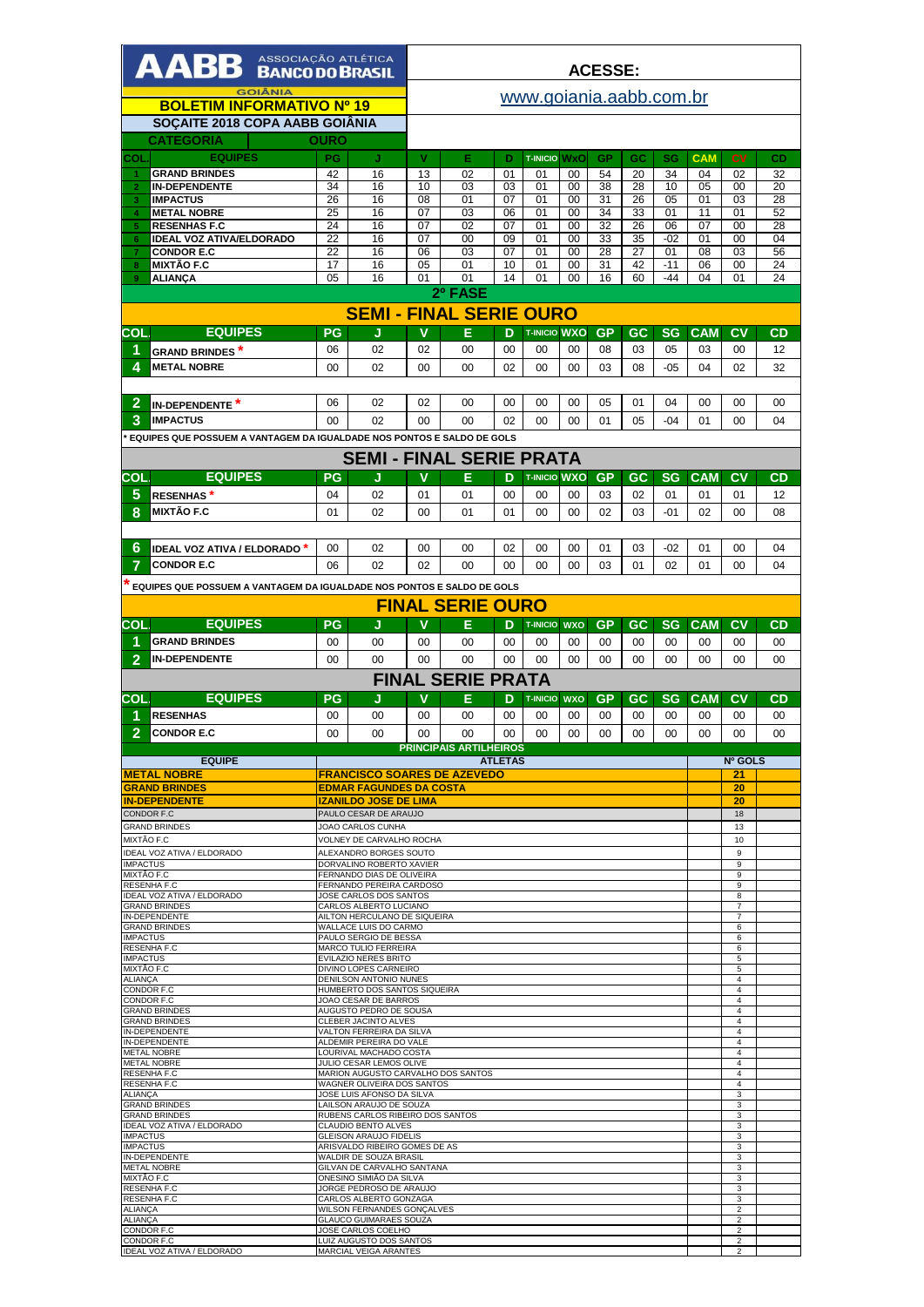# AABB ASSOCIAÇÃO ATLÉTICA BANCO DO BRASIL GOIÂNIA

**ACESSE:**

www.goiania.aabb.com.br

## BOLETIM INFORMATIVO Nº 19

### SOÇAITE 2018 COPA AABB GOIÂNIA

**CATEGORIA** OURO

| COL. | EQUIPES | PG | J | V | E | D | T-INICIO | WXO | GP | GC | SG | CAM | CV | CD |
|---|---|---|---|---|---|---|---|---|---|---|---|---|---|---|
| 1 | GRAND BRINDES | 42 | 16 | 13 | 02 | 01 | 01 | 00 | 54 | 20 | 34 | 04 | 02 | 32 |
| 2 | IN-DEPENDENTE | 34 | 16 | 10 | 03 | 03 | 01 | 00 | 38 | 28 | 10 | 05 | 00 | 20 |
| 3 | IMPACTUS | 26 | 16 | 08 | 01 | 07 | 01 | 00 | 31 | 26 | 05 | 01 | 03 | 28 |
| 4 | METAL NOBRE | 25 | 16 | 07 | 03 | 06 | 01 | 00 | 34 | 33 | 01 | 11 | 01 | 52 |
| 5 | RESENHAS F.C | 24 | 16 | 07 | 02 | 07 | 01 | 00 | 32 | 26 | 06 | 07 | 00 | 28 |
| 6 | IDEAL VOZ ATIVA/ELDORADO | 22 | 16 | 07 | 00 | 09 | 01 | 00 | 33 | 35 | -02 | 01 | 00 | 04 |
| 7 | CONDOR E.C | 22 | 16 | 06 | 03 | 07 | 01 | 00 | 28 | 27 | 01 | 08 | 03 | 56 |
| 8 | MIXTÃO F.C | 17 | 16 | 05 | 01 | 10 | 01 | 00 | 31 | 42 | -11 | 06 | 00 | 24 |
| 9 | ALIANÇA | 05 | 16 | 01 | 01 | 14 | 01 | 00 | 16 | 60 | -44 | 04 | 01 | 24 |

## 2º FASE

## SEMI - FINAL SERIE OURO

| COL. | EQUIPES | PG | J | V | E | D | T-INICIO | WXO | GP | GC | SG | CAM | CV | CD |
|---|---|---|---|---|---|---|---|---|---|---|---|---|---|---|
| 1 | GRAND BRINDES * | 06 | 02 | 02 | 00 | 00 | 00 | 00 | 08 | 03 | 05 | 03 | 00 | 12 |
| 4 | METAL NOBRE | 00 | 02 | 00 | 00 | 02 | 00 | 00 | 03 | 08 | -05 | 04 | 02 | 32 |
| | | | | | | | | | | | | | | |
| 2 | IN-DEPENDENTE * | 06 | 02 | 02 | 00 | 00 | 00 | 00 | 05 | 01 | 04 | 00 | 00 | 00 |
| 3 | IMPACTUS | 00 | 02 | 00 | 00 | 02 | 00 | 00 | 01 | 05 | -04 | 01 | 00 | 04 |

\* EQUIPES QUE POSSUEM A VANTAGEM DA IGUALDADE NOS PONTOS E SALDO DE GOLS

## SEMI - FINAL SERIE PRATA

| COL. | EQUIPES | PG | J | V | E | D | T-INICIO | WXO | GP | GC | SG | CAM | CV | CD |
|---|---|---|---|---|---|---|---|---|---|---|---|---|---|---|
| 5 | RESENHAS * | 04 | 02 | 01 | 01 | 00 | 00 | 00 | 03 | 02 | 01 | 01 | 01 | 12 |
| 8 | MIXTÃO F.C | 01 | 02 | 00 | 01 | 01 | 00 | 00 | 02 | 03 | -01 | 02 | 00 | 08 |
| | | | | | | | | | | | | | | |
| 6 | IDEAL VOZ ATIVA / ELDORADO * | 00 | 02 | 00 | 00 | 02 | 00 | 00 | 01 | 03 | -02 | 01 | 00 | 04 |
| 7 | CONDOR E.C | 06 | 02 | 02 | 00 | 00 | 00 | 00 | 03 | 01 | 02 | 01 | 00 | 04 |

\* EQUIPES QUE POSSUEM A VANTAGEM DA IGUALDADE NOS PONTOS E SALDO DE GOLS

## FINAL SERIE OURO

| COL. | EQUIPES | PG | J | V | E | D | T-INICIO | WXO | GP | GC | SG | CAM | CV | CD |
|---|---|---|---|---|---|---|---|---|---|---|---|---|---|---|
| 1 | GRAND BRINDES | 00 | 00 | 00 | 00 | 00 | 00 | 00 | 00 | 00 | 00 | 00 | 00 | 00 |
| 2 | IN-DEPENDENTE | 00 | 00 | 00 | 00 | 00 | 00 | 00 | 00 | 00 | 00 | 00 | 00 | 00 |

## FINAL SERIE PRATA

| COL. | EQUIPES | PG | J | V | E | D | T-INICIO | WXO | GP | GC | SG | CAM | CV | CD |
|---|---|---|---|---|---|---|---|---|---|---|---|---|---|---|
| 1 | RESENHAS | 00 | 00 | 00 | 00 | 00 | 00 | 00 | 00 | 00 | 00 | 00 | 00 | 00 |
| 2 | CONDOR E.C | 00 | 00 | 00 | 00 | 00 | 00 | 00 | 00 | 00 | 00 | 00 | 00 | 00 |

## PRINCIPAIS ARTILHEIROS

| EQUIPE | ATLETAS | Nº GOLS |
|---|---|---|
| **METAL NOBRE** | **FRANCISCO SOARES DE AZEVEDO** | **21** |
| **GRAND BRINDES** | **EDMAR FAGUNDES DA COSTA** | **20** |
| **IN-DEPENDENTE** | **IZANILDO JOSE DE LIMA** | **20** |
| CONDOR F.C | PAULO CESAR DE ARAUJO | 18 |
| GRAND BRINDES | JOAO CARLOS CUNHA | 13 |
| MIXTÃO F.C | VOLNEY DE CARVALHO ROCHA | 10 |
| IDEAL VOZ ATIVA / ELDORADO | ALEXANDRO BORGES SOUTO | 9 |
| IMPACTUS | DORVALINO ROBERTO XAVIER | 9 |
| MIXTÃO F.C | FERNANDO DIAS DE OLIVEIRA | 9 |
| RESENHA F.C | FERNANDO PEREIRA CARDOSO | 9 |
| IDEAL VOZ ATIVA / ELDORADO | JOSE CARLOS DOS SANTOS | 8 |
| GRAND BRINDES | CARLOS ALBERTO LUCIANO | 7 |
| IN-DEPENDENTE | AILTON HERCULANO DE SIQUEIRA | 7 |
| GRAND BRINDES | WALLACE LUIS DO CARMO | 6 |
| IMPACTUS | PAULO SERGIO DE BESSA | 6 |
| RESENHA F.C | MARCO TULIO FERREIRA | 6 |
| IMPACTUS | EVILAZIO NERES BRITO | 5 |
| MIXTÃO F.C | DIVINO LOPES CARNEIRO | 5 |
| ALIANÇA | DENILSON ANTONIO NUNES | 4 |
| CONDOR F.C | HUMBERTO DOS SANTOS SIQUEIRA | 4 |
| CONDOR F.C | JOAO CESAR DE BARROS | 4 |
| GRAND BRINDES | AUGUSTO PEDRO DE SOUSA | 4 |
| GRAND BRINDES | CLEBER JACINTO ALVES | 4 |
| IN-DEPENDENTE | VALTON FERREIRA DA SILVA | 4 |
| IN-DEPENDENTE | ALDEMIR PEREIRA DO VALE | 4 |
| METAL NOBRE | LOURIVAL MACHADO COSTA | 4 |
| METAL NOBRE | JULIO CESAR LEMOS OLIVE | 4 |
| RESENHA F.C | MARION AUGUSTO CARVALHO DOS SANTOS | 4 |
| RESENHA F.C | WAGNER OLIVEIRA DOS SANTOS | 4 |
| ALIANÇA | JOSE LUIS AFONSO DA SILVA | 3 |
| GRAND BRINDES | LAILSON ARAUJO DE SOUZA | 3 |
| GRAND BRINDES | RUBENS CARLOS RIBEIRO DOS SANTOS | 3 |
| IDEAL VOZ ATIVA / ELDORADO | CLAUDIO BENTO ALVES | 3 |
| IMPACTUS | GLEISON ARAUJO FIDELIS | 3 |
| IMPACTUS | ARISVALDO RIBEIRO GOMES DE AS | 3 |
| IN-DEPENDENTE | WALDIR DE SOUZA BRASIL | 3 |
| METAL NOBRE | GILVAN DE CARVALHO SANTANA | 3 |
| MIXTÃO F.C | ONESINO SIMIÃO DA SILVA | 3 |
| RESENHA F.C | JORGE PEDROSO DE ARAUJO | 3 |
| RESENHA F.C | CARLOS ALBERTO GONZAGA | 3 |
| ALIANÇA | WILSON FERNANDES GONÇALVES | 2 |
| ALIANÇA | GLAUCO GUIMARAES SOUZA | 2 |
| CONDOR F.C | JOSE CARLOS COELHO | 2 |
| CONDOR F.C | LUIZ AUGUSTO DOS SANTOS | 2 |
| IDEAL VOZ ATIVA / ELDORADO | MARCIAL VEIGA ARANTES | 2 |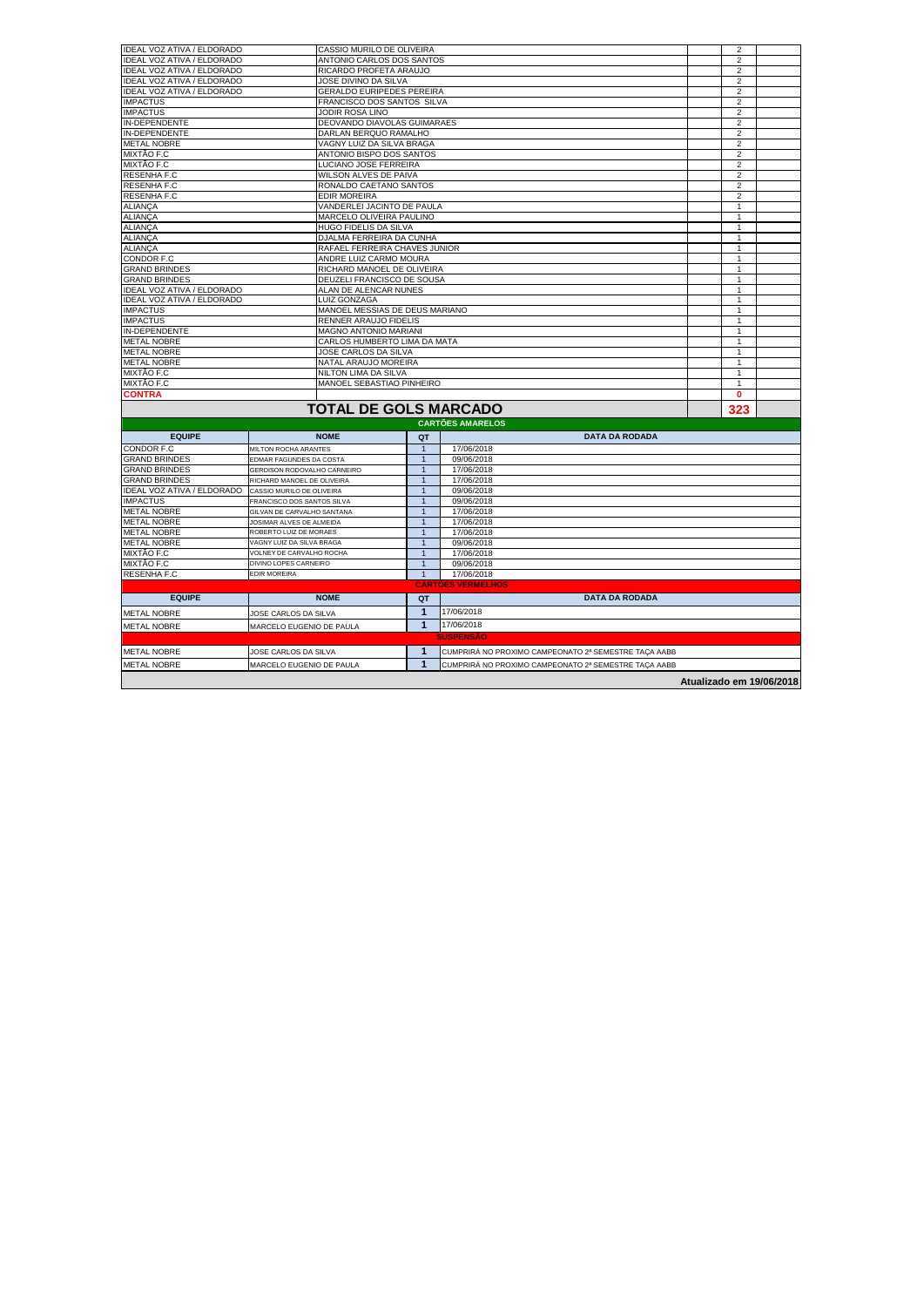| | | |
|---|---|---|
| IDEAL VOZ ATIVA / ELDORADO | CASSIO MURILO DE OLIVEIRA | 2 |
| IDEAL VOZ ATIVA / ELDORADO | ANTONIO CARLOS DOS SANTOS | 2 |
| IDEAL VOZ ATIVA / ELDORADO | RICARDO PROFETA ARAUJO | 2 |
| IDEAL VOZ ATIVA / ELDORADO | JOSE DIVINO DA SILVA | 2 |
| IDEAL VOZ ATIVA / ELDORADO | GERALDO EURIPEDES PEREIRA | 2 |
| IMPACTUS | FRANCISCO DOS SANTOS SILVA | 2 |
| IMPACTUS | JODIR ROSA LINO | 2 |
| IN-DEPENDENTE | DEOVANDO DIAVOLAS GUIMARAES | 2 |
| IN-DEPENDENTE | DARLAN BERQUO RAMALHO | 2 |
| METAL NOBRE | VAGNY LUIZ DA SILVA BRAGA | 2 |
| MIXTÃO F.C | ANTONIO BISPO DOS SANTOS | 2 |
| MIXTÃO F.C | LUCIANO JOSE FERREIRA | 2 |
| RESENHA F.C | WILSON ALVES DE PAIVA | 2 |
| RESENHA F.C | RONALDO CAETANO SANTOS | 2 |
| RESENHA F.C | EDIR MOREIRA | 2 |
| ALIANÇA | VANDERLEI JACINTO DE PAULA | 1 |
| ALIANÇA | MARCELO OLIVEIRA PAULINO | 1 |
| ALIANÇA | HUGO FIDELIS DA SILVA | 1 |
| ALIANÇA | DJALMA FERREIRA DA CUNHA | 1 |
| ALIANÇA | RAFAEL FERREIRA CHAVES JUNIOR | 1 |
| CONDOR F.C | ANDRE LUIZ CARMO MOURA | 1 |
| GRAND BRINDES | RICHARD MANOEL DE OLIVEIRA | 1 |
| GRAND BRINDES | DEUZELI FRANCISCO DE SOUSA | 1 |
| IDEAL VOZ ATIVA / ELDORADO | ALAN DE ALENCAR NUNES | 1 |
| IDEAL VOZ ATIVA / ELDORADO | LUIZ GONZAGA | 1 |
| IMPACTUS | MANOEL MESSIAS DE DEUS MARIANO | 1 |
| IMPACTUS | RENNER ARAUJO FIDELIS | 1 |
| IN-DEPENDENTE | MAGNO ANTONIO MARIANI | 1 |
| METAL NOBRE | CARLOS HUMBERTO LIMA DA MATA | 1 |
| METAL NOBRE | JOSE CARLOS DA SILVA | 1 |
| METAL NOBRE | NATAL ARAUJO MOREIRA | 1 |
| MIXTÃO F.C | NILTON LIMA DA SILVA | 1 |
| MIXTÃO F.C | MANOEL SEBASTIAO PINHEIRO | 1 |
| **CONTRA** | | **0** |
| | **TOTAL DE GOLS MARCADO** | **323** |

**CARTÕES AMARELOS**

| EQUIPE | NOME | QT | DATA DA RODADA |
|---|---|---|---|
| CONDOR F.C | MILTON ROCHA ARANTES | 1 | 17/06/2018 |
| GRAND BRINDES | EDMAR FAGUNDES DA COSTA | 1 | 09/06/2018 |
| GRAND BRINDES | GERDISON RODOVALHO CARNEIRO | 1 | 17/06/2018 |
| GRAND BRINDES | RICHARD MANOEL DE OLIVEIRA | 1 | 17/06/2018 |
| IDEAL VOZ ATIVA / ELDORADO | CASSIO MURILO DE OLIVEIRA | 1 | 09/06/2018 |
| IMPACTUS | FRANCISCO DOS SANTOS SILVA | 1 | 09/06/2018 |
| METAL NOBRE | GILVAN DE CARVALHO SANTANA | 1 | 17/06/2018 |
| METAL NOBRE | JOSIMAR ALVES DE ALMEIDA | 1 | 17/06/2018 |
| METAL NOBRE | ROBERTO LUIZ DE MORAES | 1 | 17/06/2018 |
| METAL NOBRE | VAGNY LUIZ DA SILVA BRAGA | 1 | 09/06/2018 |
| MIXTÃO F.C | VOLNEY DE CARVALHO ROCHA | 1 | 17/06/2018 |
| MIXTÃO F.C | DIVINO LOPES CARNEIRO | 1 | 09/06/2018 |
| RESENHA F.C | EDIR MOREIRA | 1 | 17/06/2018 |

**CARTÕES VERMELHOS**

| EQUIPE | NOME | QT | DATA DA RODADA |
|---|---|---|---|
| METAL NOBRE | JOSE CARLOS DA SILVA | 1 | 17/06/2018 |
| METAL NOBRE | MARCELO EUGENIO DE PAULA | 1 | 17/06/2018 |

**SUSPENSÃO**

| | | | |
|---|---|---|---|
| METAL NOBRE | JOSE CARLOS DA SILVA | 1 | CUMPRIRÁ NO PROXIMO CAMPEONATO 2ª SEMESTRE TAÇA AABB |
| METAL NOBRE | MARCELO EUGENIO DE PAULA | 1 | CUMPRIRÁ NO PROXIMO CAMPEONATO 2ª SEMESTRE TAÇA AABB |

**Atualizado em 19/06/2018**